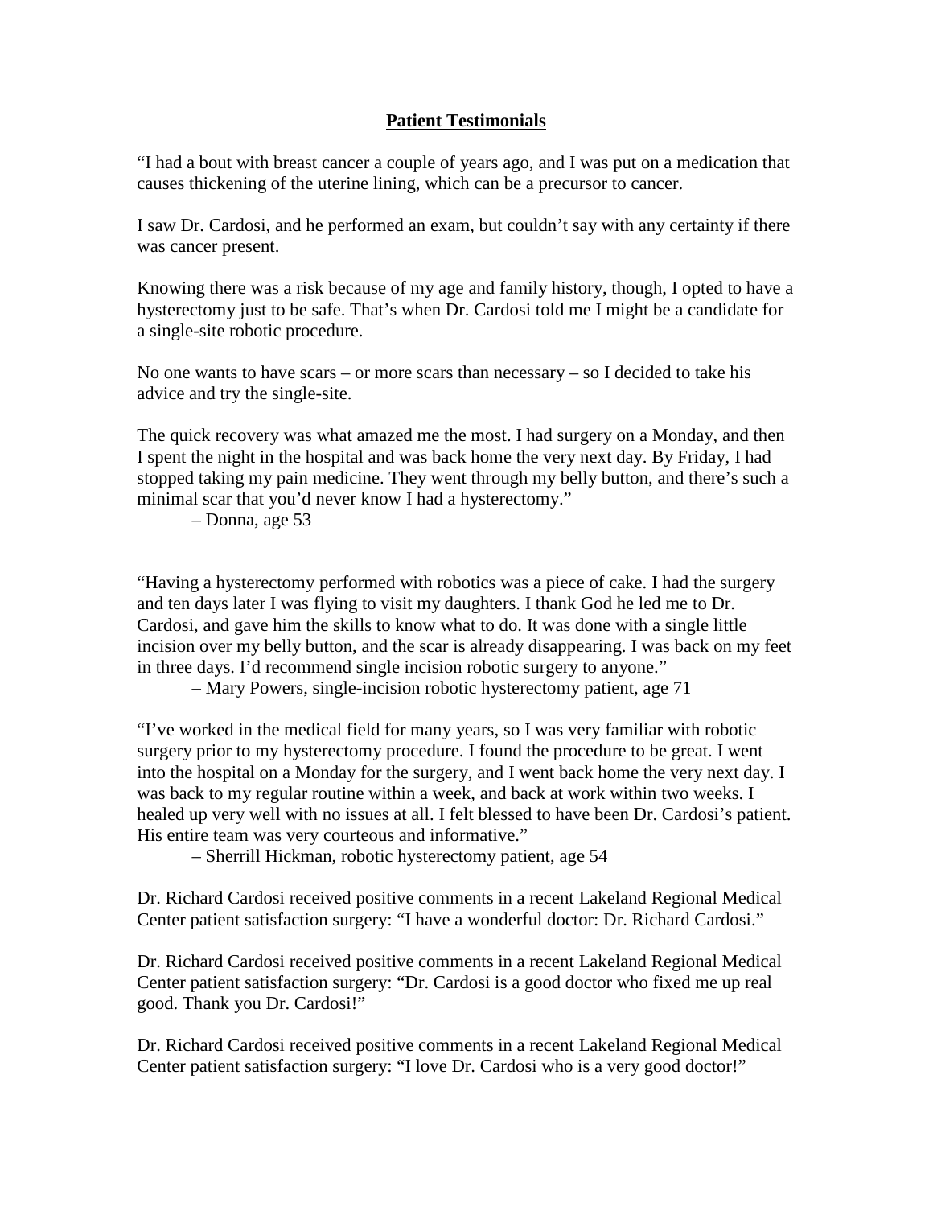## Patient Testimonials

"I had a bout with breast cancer a couple of years ago, and I was put on a medication that causes thickening of the uterine lining, which can be a precursor to cancer.

I saw Dr. Cardosi, and he performed an exam, but couldn't say with any certainty if there was cancer present.

Knowing there was a risk because of my age and family history, though, I opted to have a hysterectomy just to be safe. That's when Dr. Cardosi told me I might be a candidate for a single-site robotic procedure.

No one wants to have scars – or more scars than necessary – so I decided to take his advice and try the single-site.

The quick recovery was what amazed me the most. I had surgery on a Monday, and then I spent the night in the hospital and was back home the very next day. By Friday, I had stopped taking my pain medicine. They went through my belly button, and there's such a minimal scar that you'd never know I had a hysterectomy."

– Donna, age 53

"Having a hysterectomy performed with robotics was a piece of cake. I had the surgery and ten days later I was flying to visit my daughters. I thank God he led me to Dr. Cardosi, and gave him the skills to know what to do. It was done with a single little incision over my belly button, and the scar is already disappearing. I was back on my feet in three days. I'd recommend single incision robotic surgery to anyone."

– Mary Powers, single-incision robotic hysterectomy patient, age 71

"I've worked in the medical field for many years, so I was very familiar with robotic surgery prior to my hysterectomy procedure. I found the procedure to be great. I went into the hospital on a Monday for the surgery, and I went back home the very next day. I was back to my regular routine within a week, and back at work within two weeks. I healed up very well with no issues at all. I felt blessed to have been Dr. Cardosi's patient. His entire team was very courteous and informative."

– Sherrill Hickman, robotic hysterectomy patient, age 54

Dr. Richard Cardosi received positive comments in a recent Lakeland Regional Medical Center patient satisfaction surgery: "I have a wonderful doctor: Dr. Richard Cardosi."

Dr. Richard Cardosi received positive comments in a recent Lakeland Regional Medical Center patient satisfaction surgery: "Dr. Cardosi is a good doctor who fixed me up real good. Thank you Dr. Cardosi!"

Dr. Richard Cardosi received positive comments in a recent Lakeland Regional Medical Center patient satisfaction surgery: "I love Dr. Cardosi who is a very good doctor!"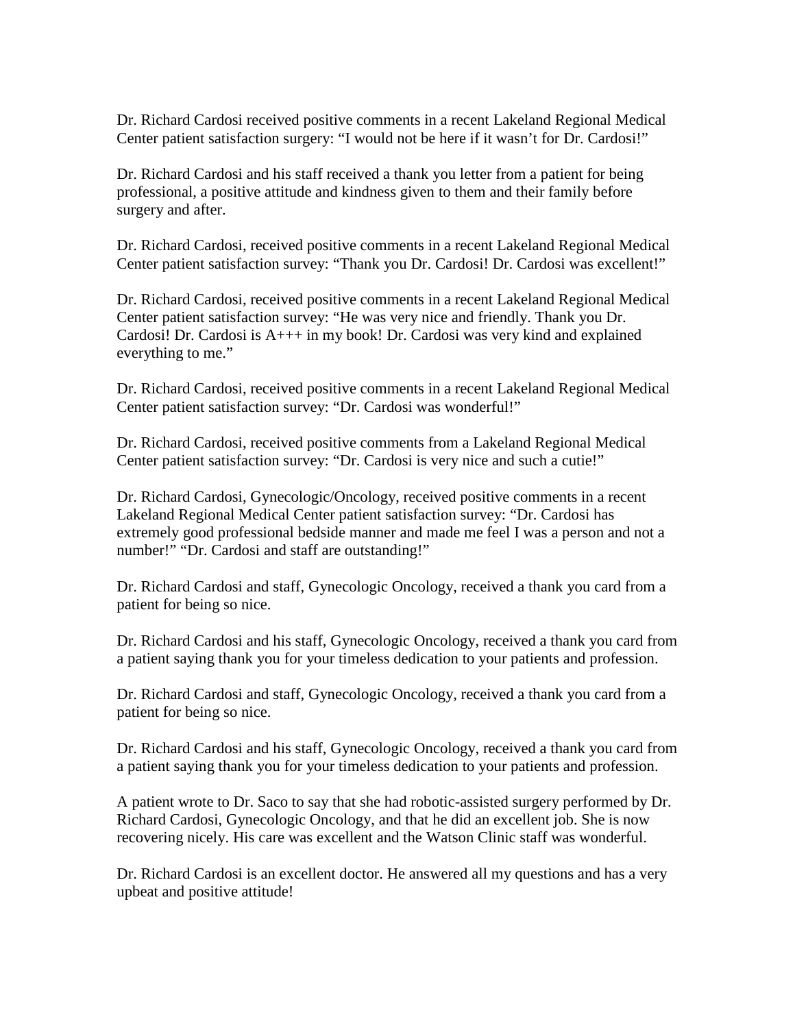Dr. Richard Cardosi received positive comments in a recent Lakeland Regional Medical Center patient satisfaction surgery: "I would not be here if it wasn't for Dr. Cardosi!"

Dr. Richard Cardosi and his staff received a thank you letter from a patient for being professional, a positive attitude and kindness given to them and their family before surgery and after.

Dr. Richard Cardosi, received positive comments in a recent Lakeland Regional Medical Center patient satisfaction survey: "Thank you Dr. Cardosi! Dr. Cardosi was excellent!"

Dr. Richard Cardosi, received positive comments in a recent Lakeland Regional Medical Center patient satisfaction survey: "He was very nice and friendly. Thank you Dr. Cardosi! Dr. Cardosi is A+++ in my book! Dr. Cardosi was very kind and explained everything to me."

Dr. Richard Cardosi, received positive comments in a recent Lakeland Regional Medical Center patient satisfaction survey: "Dr. Cardosi was wonderful!"

Dr. Richard Cardosi, received positive comments from a Lakeland Regional Medical Center patient satisfaction survey: "Dr. Cardosi is very nice and such a cutie!"

Dr. Richard Cardosi, Gynecologic/Oncology, received positive comments in a recent Lakeland Regional Medical Center patient satisfaction survey: "Dr. Cardosi has extremely good professional bedside manner and made me feel I was a person and not a number!" "Dr. Cardosi and staff are outstanding!"

Dr. Richard Cardosi and staff, Gynecologic Oncology, received a thank you card from a patient for being so nice.

Dr. Richard Cardosi and his staff, Gynecologic Oncology, received a thank you card from a patient saying thank you for your timeless dedication to your patients and profession.

Dr. Richard Cardosi and staff, Gynecologic Oncology, received a thank you card from a patient for being so nice.

Dr. Richard Cardosi and his staff, Gynecologic Oncology, received a thank you card from a patient saying thank you for your timeless dedication to your patients and profession.

A patient wrote to Dr. Saco to say that she had robotic-assisted surgery performed by Dr. Richard Cardosi, Gynecologic Oncology, and that he did an excellent job. She is now recovering nicely. His care was excellent and the Watson Clinic staff was wonderful.

Dr. Richard Cardosi is an excellent doctor. He answered all my questions and has a very upbeat and positive attitude!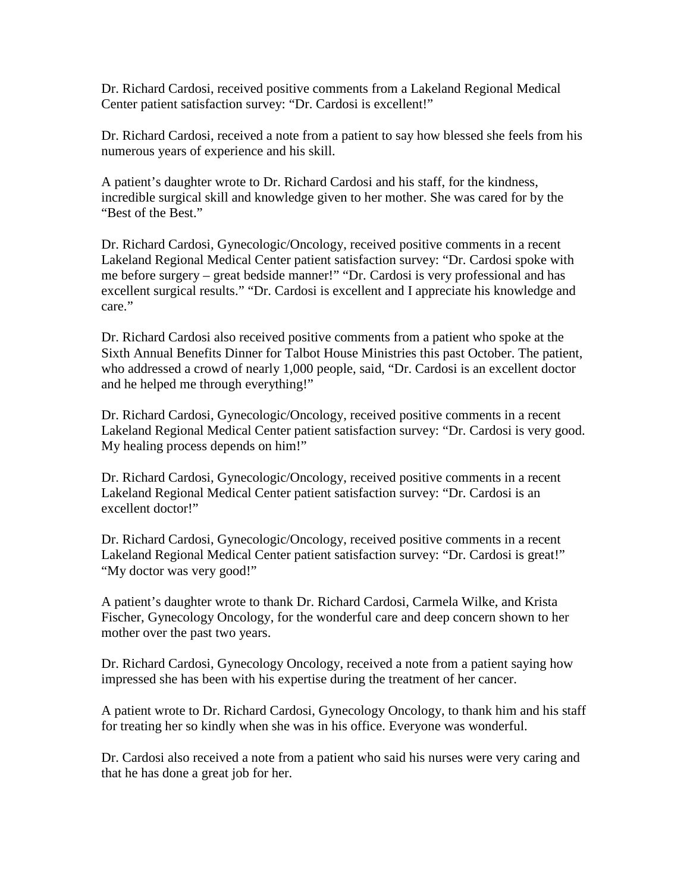Dr. Richard Cardosi, received positive comments from a Lakeland Regional Medical Center patient satisfaction survey: "Dr. Cardosi is excellent!"

Dr. Richard Cardosi, received a note from a patient to say how blessed she feels from his numerous years of experience and his skill.

A patient's daughter wrote to Dr. Richard Cardosi and his staff, for the kindness, incredible surgical skill and knowledge given to her mother. She was cared for by the "Best of the Best."

Dr. Richard Cardosi, Gynecologic/Oncology, received positive comments in a recent Lakeland Regional Medical Center patient satisfaction survey: "Dr. Cardosi spoke with me before surgery – great bedside manner!" "Dr. Cardosi is very professional and has excellent surgical results." "Dr. Cardosi is excellent and I appreciate his knowledge and care."

Dr. Richard Cardosi also received positive comments from a patient who spoke at the Sixth Annual Benefits Dinner for Talbot House Ministries this past October. The patient, who addressed a crowd of nearly 1,000 people, said, "Dr. Cardosi is an excellent doctor and he helped me through everything!"

Dr. Richard Cardosi, Gynecologic/Oncology, received positive comments in a recent Lakeland Regional Medical Center patient satisfaction survey: "Dr. Cardosi is very good. My healing process depends on him!"

Dr. Richard Cardosi, Gynecologic/Oncology, received positive comments in a recent Lakeland Regional Medical Center patient satisfaction survey: "Dr. Cardosi is an excellent doctor!"

Dr. Richard Cardosi, Gynecologic/Oncology, received positive comments in a recent Lakeland Regional Medical Center patient satisfaction survey: "Dr. Cardosi is great!" "My doctor was very good!"

A patient's daughter wrote to thank Dr. Richard Cardosi, Carmela Wilke, and Krista Fischer, Gynecology Oncology, for the wonderful care and deep concern shown to her mother over the past two years.

Dr. Richard Cardosi, Gynecology Oncology, received a note from a patient saying how impressed she has been with his expertise during the treatment of her cancer.

A patient wrote to Dr. Richard Cardosi, Gynecology Oncology, to thank him and his staff for treating her so kindly when she was in his office. Everyone was wonderful.

Dr. Cardosi also received a note from a patient who said his nurses were very caring and that he has done a great job for her.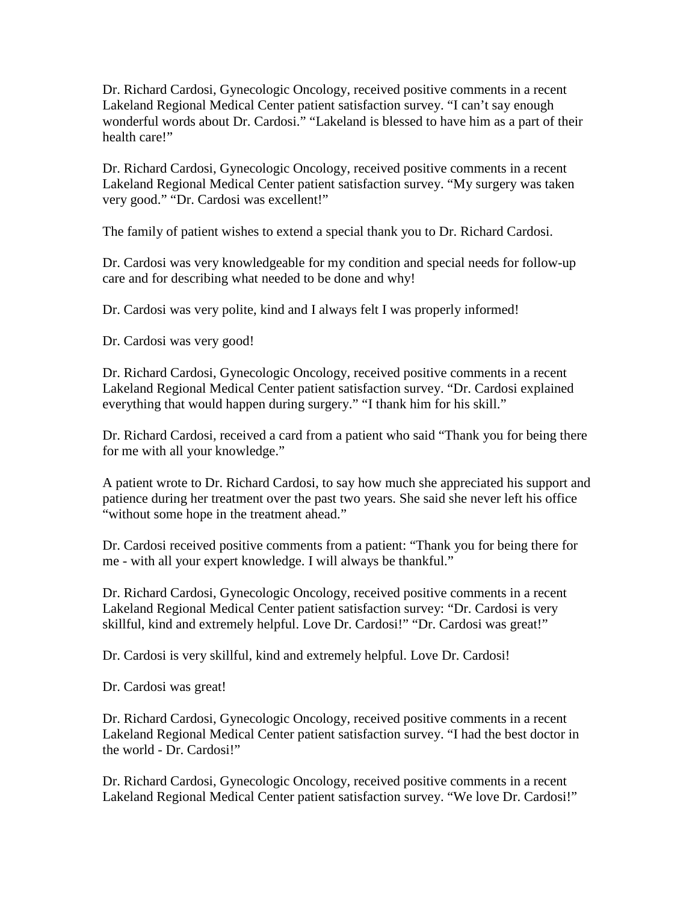Dr. Richard Cardosi, Gynecologic Oncology, received positive comments in a recent Lakeland Regional Medical Center patient satisfaction survey. “I can’t say enough wonderful words about Dr. Cardosi.” “Lakeland is blessed to have him as a part of their health care!”

Dr. Richard Cardosi, Gynecologic Oncology, received positive comments in a recent Lakeland Regional Medical Center patient satisfaction survey. “My surgery was taken very good.” “Dr. Cardosi was excellent!”

The family of patient wishes to extend a special thank you to Dr. Richard Cardosi.

Dr. Cardosi was very knowledgeable for my condition and special needs for follow-up care and for describing what needed to be done and why!

Dr. Cardosi was very polite, kind and I always felt I was properly informed!

Dr. Cardosi was very good!

Dr. Richard Cardosi, Gynecologic Oncology, received positive comments in a recent Lakeland Regional Medical Center patient satisfaction survey. “Dr. Cardosi explained everything that would happen during surgery.” “I thank him for his skill.”

Dr. Richard Cardosi, received a card from a patient who said “Thank you for being there for me with all your knowledge.”

A patient wrote to Dr. Richard Cardosi, to say how much she appreciated his support and patience during her treatment over the past two years. She said she never left his office “without some hope in the treatment ahead.”

Dr. Cardosi received positive comments from a patient: “Thank you for being there for me - with all your expert knowledge. I will always be thankful.”

Dr. Richard Cardosi, Gynecologic Oncology, received positive comments in a recent Lakeland Regional Medical Center patient satisfaction survey: “Dr. Cardosi is very skillful, kind and extremely helpful. Love Dr. Cardosi!” “Dr. Cardosi was great!”

Dr. Cardosi is very skillful, kind and extremely helpful. Love Dr. Cardosi!

Dr. Cardosi was great!

Dr. Richard Cardosi, Gynecologic Oncology, received positive comments in a recent Lakeland Regional Medical Center patient satisfaction survey. “I had the best doctor in the world - Dr. Cardosi!”

Dr. Richard Cardosi, Gynecologic Oncology, received positive comments in a recent Lakeland Regional Medical Center patient satisfaction survey. “We love Dr. Cardosi!”